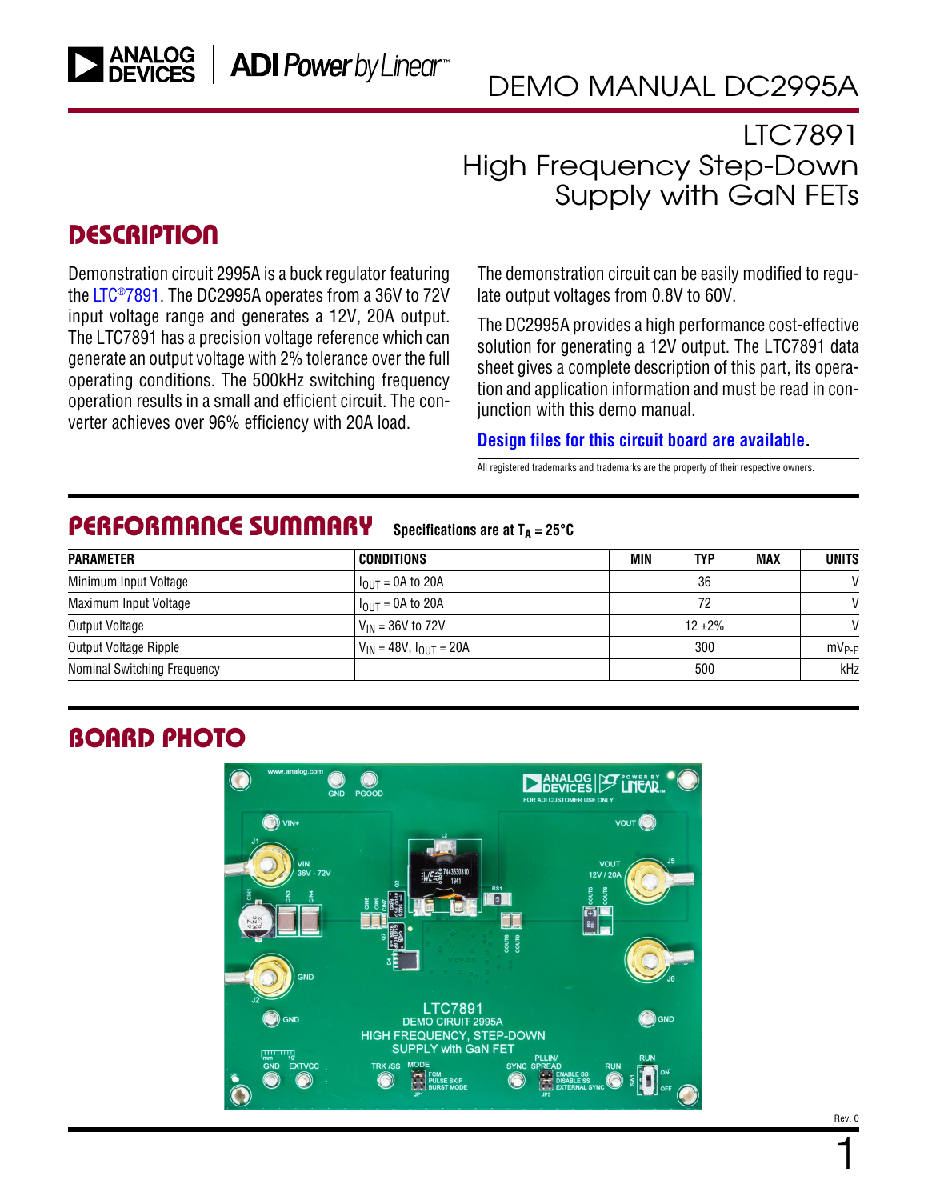# DEMO MANUAL DC2995A

## LTC7891 High Frequency Step-Down Supply with GaN FETs

## DESCRIPTION

Demonstration circuit 2995A is a buck regulator featuring the LTC®7891. The DC2995A operates from a 36V to 72V input voltage range and generates a 12V, 20A output. The LTC7891 has a precision voltage reference which can generate an output voltage with 2% tolerance over the full operating conditions. The 500kHz switching frequency operation results in a small and efficient circuit. The converter achieves over 96% efficiency with 20A load.

The demonstration circuit can be easily modified to regulate output voltages from 0.8V to 60V.

The DC2995A provides a high performance cost-effective solution for generating a 12V output. The LTC7891 data sheet gives a complete description of this part, its operation and application information and must be read in conjunction with this demo manual.

**Design files for this circuit board are available.**

All registered trademarks and trademarks are the property of their respective owners.

## PERFORMANCE SUMMARY

Specifications are at $T_A = 25°C$

| PARAMETER | CONDITIONS | MIN | TYP | MAX | UNITS |
|---|---|---|---|---|---|
| Minimum Input Voltage | $I_{OUT}$ = 0A to 20A | | 36 | | V |
| Maximum Input Voltage | $I_{OUT}$ = 0A to 20A | | 72 | | V |
| Output Voltage | $V_{IN}$ = 36V to 72V | | 12 ±2% | | V |
| Output Voltage Ripple | $V_{IN}$ = 48V, $I_{OUT}$ = 20A | | 300 | | $mV_{P-P}$ |
| Nominal Switching Frequency | | | 500 | | kHz |

## BOARD PHOTO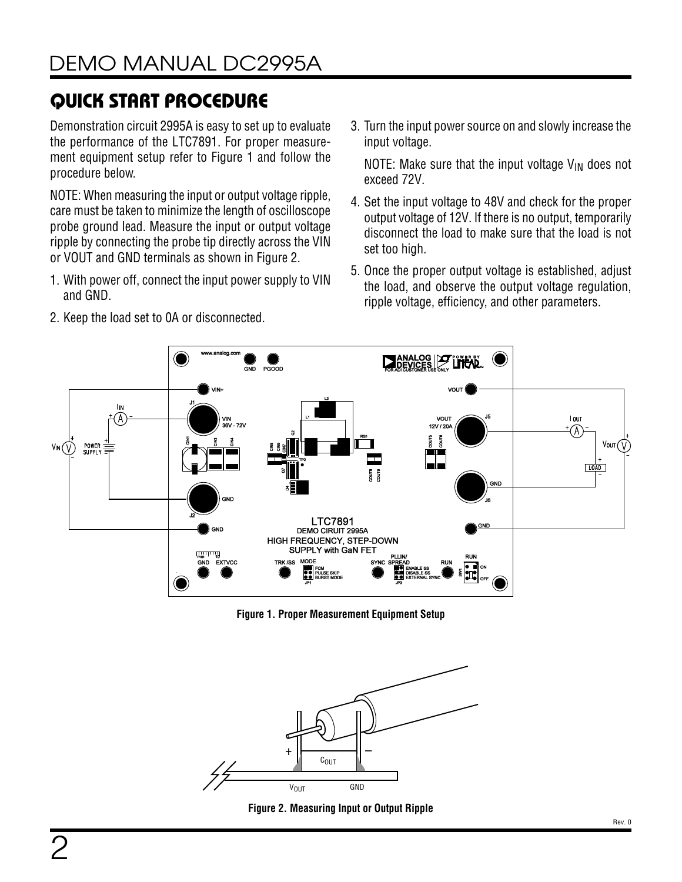## QUICK START PROCEDURE

Demonstration circuit 2995A is easy to set up to evaluate the performance of the LTC7891. For proper measurement equipment setup refer to Figure 1 and follow the procedure below.

NOTE: When measuring the input or output voltage ripple, care must be taken to minimize the length of oscilloscope probe ground lead. Measure the input or output voltage ripple by connecting the probe tip directly across the VIN or VOUT and GND terminals as shown in Figure 2.

1. With power off, connect the input power supply to VIN and GND.
2. Keep the load set to 0A or disconnected.
3. Turn the input power source on and slowly increase the input voltage.

   NOTE: Make sure that the input voltage $V_{IN}$ does not exceed 72V.
4. Set the input voltage to 48V and check for the proper output voltage of 12V. If there is no output, temporarily disconnect the load to make sure that the load is not set too high.
5. Once the proper output voltage is established, adjust the load, and observe the output voltage regulation, ripple voltage, efficiency, and other parameters.

**Figure 1. Proper Measurement Equipment Setup**

**Figure 2. Measuring Input or Output Ripple**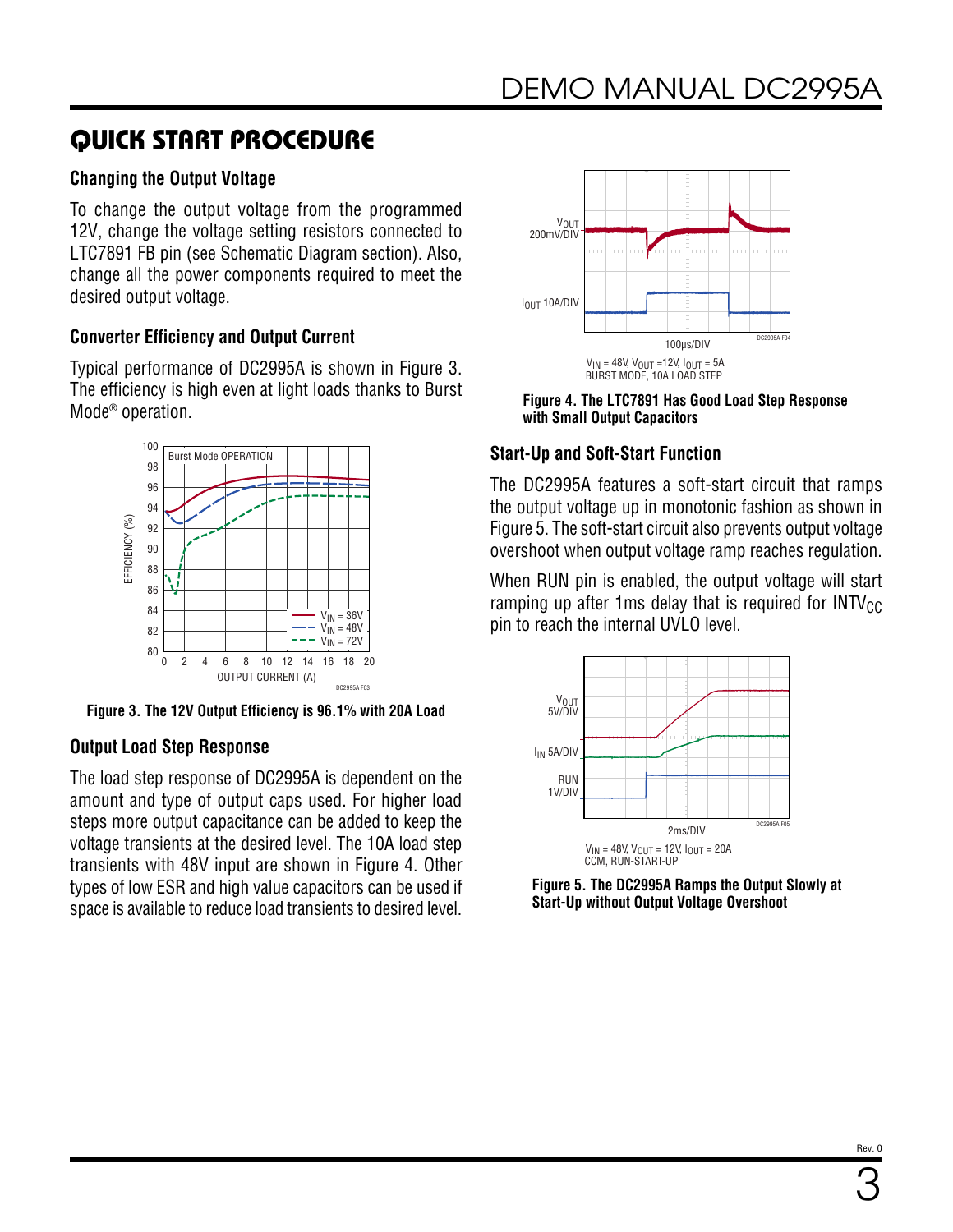## QUICK START PROCEDURE

### Changing the Output Voltage

To change the output voltage from the programmed 12V, change the voltage setting resistors connected to LTC7891 FB pin (see Schematic Diagram section). Also, change all the power components required to meet the desired output voltage.

### Converter Efficiency and Output Current

Typical performance of DC2995A is shown in Figure 3. The efficiency is high even at light loads thanks to Burst Mode® operation.

Figure 3. The 12V Output Efficiency is 96.1% with 20A Load

### Output Load Step Response

The load step response of DC2995A is dependent on the amount and type of output caps used. For higher load steps more output capacitance can be added to keep the voltage transients at the desired level. The 10A load step transients with 48V input are shown in Figure 4. Other types of low ESR and high value capacitors can be used if space is available to reduce load transients to desired level.

$V_{IN}$ = 48V, $V_{OUT}$ = 12V, $I_{OUT}$ = 5A
BURST MODE, 10A LOAD STEP

Figure 4. The LTC7891 Has Good Load Step Response with Small Output Capacitors

### Start-Up and Soft-Start Function

The DC2995A features a soft-start circuit that ramps the output voltage up in monotonic fashion as shown in Figure 5. The soft-start circuit also prevents output voltage overshoot when output voltage ramp reaches regulation.

When RUN pin is enabled, the output voltage will start ramping up after 1ms delay that is required for $INTV_{CC}$ pin to reach the internal UVLO level.

$V_{IN}$ = 48V, $V_{OUT}$ = 12V, $I_{OUT}$ = 20A
CCM, RUN-START-UP

Figure 5. The DC2995A Ramps the Output Slowly at Start-Up without Output Voltage Overshoot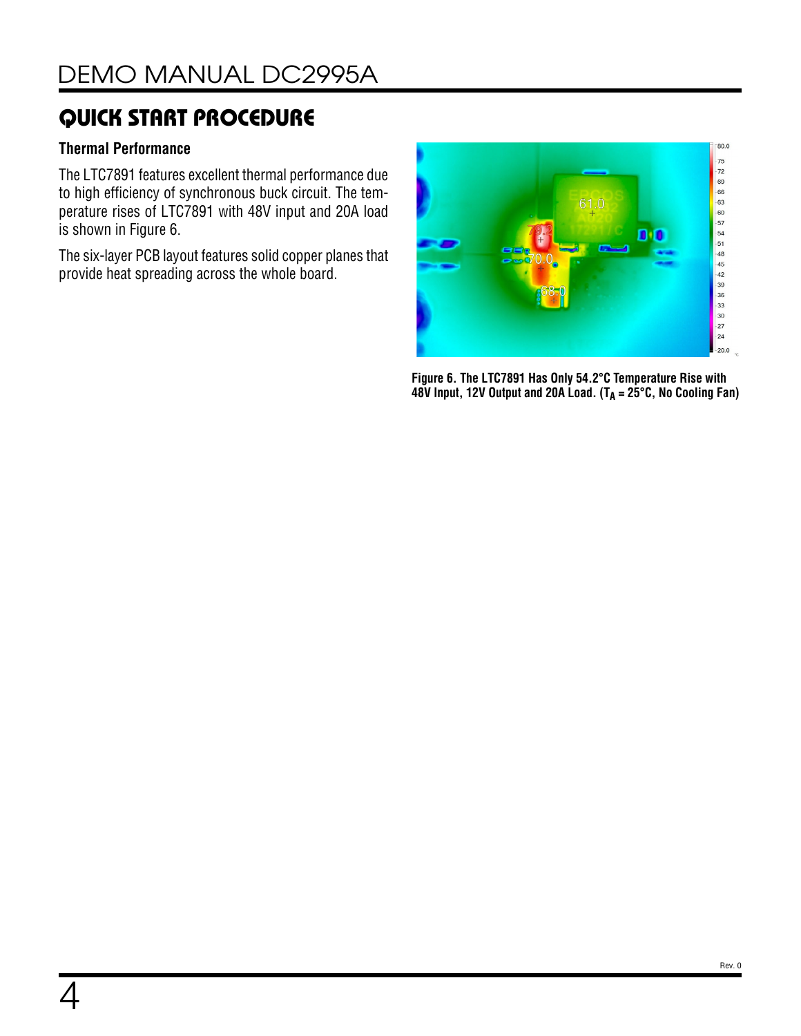## QUICK START PROCEDURE

### Thermal Performance

The LTC7891 features excellent thermal performance due to high efficiency of synchronous buck circuit. The temperature rises of LTC7891 with 48V input and 20A load is shown in Figure 6.

The six-layer PCB layout features solid copper planes that provide heat spreading across the whole board.

**Figure 6. The LTC7891 Has Only 54.2°C Temperature Rise with 48V Input, 12V Output and 20A Load. ($T_A$ = 25°C, No Cooling Fan)**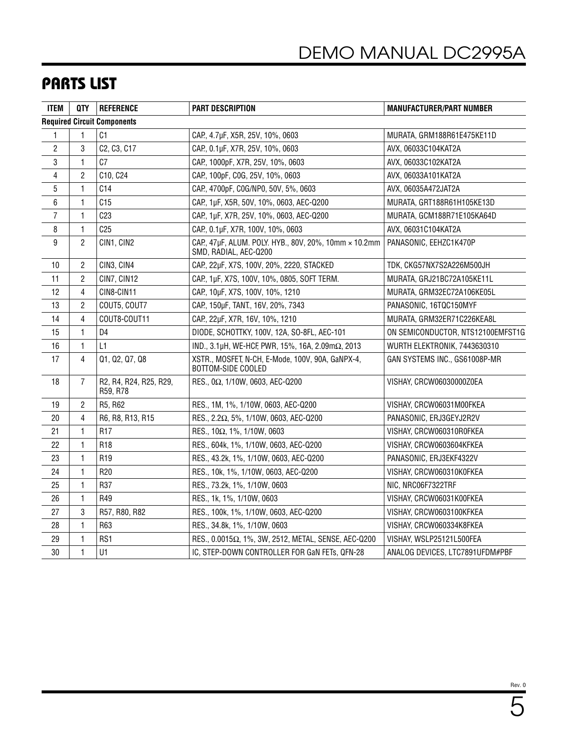## PARTS LIST

| ITEM | QTY | REFERENCE | PART DESCRIPTION | MANUFACTURER/PART NUMBER |
|---|---|---|---|---|
| **Required Circuit Components** | | | | |
| 1 | 1 | C1 | CAP., 4.7µF, X5R, 25V, 10%, 0603 | MURATA, GRM188R61E475KE11D |
| 2 | 3 | C2, C3, C17 | CAP., 0.1µF, X7R, 25V, 10%, 0603 | AVX, 06033C104KAT2A |
| 3 | 1 | C7 | CAP., 1000pF, X7R, 25V, 10%, 0603 | AVX, 06033C102KAT2A |
| 4 | 2 | C10, C24 | CAP., 100pF, C0G, 25V, 10%, 0603 | AVX, 06033A101KAT2A |
| 5 | 1 | C14 | CAP., 4700pF, C0G/NP0, 50V, 5%, 0603 | AVX, 06035A472JAT2A |
| 6 | 1 | C15 | CAP., 1µF, X5R, 50V, 10%, 0603, AEC-Q200 | MURATA, GRT188R61H105KE13D |
| 7 | 1 | C23 | CAP., 1µF, X7R, 25V, 10%, 0603, AEC-Q200 | MURATA, GCM188R71E105KA64D |
| 8 | 1 | C25 | CAP., 0.1µF, X7R, 100V, 10%, 0603 | AVX, 06031C104KAT2A |
| 9 | 2 | CIN1, CIN2 | CAP., 47µF, ALUM. POLY. HYB., 80V, 20%, 10mm × 10.2mm SMD, RADIAL, AEC-Q200 | PANASONIC, EEHZC1K470P |
| 10 | 2 | CIN3, CIN4 | CAP., 22µF, X7S, 100V, 20%, 2220, STACKED | TDK, CKG57NX7S2A226M500JH |
| 11 | 2 | CIN7, CIN12 | CAP., 1µF, X7S, 100V, 10%, 0805, SOFT TERM. | MURATA, GRJ21BC72A105KE11L |
| 12 | 4 | CIN8-CIN11 | CAP., 10µF, X7S, 100V, 10%, 1210 | MURATA, GRM32EC72A106KE05L |
| 13 | 2 | COUT5, COUT7 | CAP., 150µF, TANT., 16V, 20%, 7343 | PANASONIC, 16TQC150MYF |
| 14 | 4 | COUT8-COUT11 | CAP., 22µF, X7R, 16V, 10%, 1210 | MURATA, GRM32ER71C226KEA8L |
| 15 | 1 | D4 | DIODE, SCHOTTKY, 100V, 12A, SO-8FL, AEC-101 | ON SEMICONDUCTOR, NTS12100EMFST1G |
| 16 | 1 | L1 | IND., 3.1µH, WE-HCF, PWR, 15%, 16A, 2.09mΩ, 2013 | WURTH ELEKTRONIK, 7443630310 |
| 17 | 4 | Q1, Q2, Q7, Q8 | XSTR., MOSFET, N-CH, E-Mode, 100V, 90A, GaNPX-4, BOTTOM-SIDE COOLED | GAN SYSTEMS INC., GS61008P-MR |
| 18 | 7 | R2, R4, R24, R25, R29, R59, R78 | RES., 0Ω, 1/10W, 0603, AEC-Q200 | VISHAY, CRCW06030000Z0EA |
| 19 | 2 | R5, R62 | RES., 1M, 1%, 1/10W, 0603, AEC-Q200 | VISHAY, CRCW06031M00FKEA |
| 20 | 4 | R6, R8, R13, R15 | RES., 2.2Ω, 5%, 1/10W, 0603, AEC-Q200 | PANASONIC, ERJ3GEYJ2R2V |
| 21 | 1 | R17 | RES., 10Ω, 1%, 1/10W, 0603 | VISHAY, CRCW060310R0FKEA |
| 22 | 1 | R18 | RES., 604k, 1%, 1/10W, 0603, AEC-Q200 | VISHAY, CRCW0603604KFKEA |
| 23 | 1 | R19 | RES., 43.2k, 1%, 1/10W, 0603, AEC-Q200 | PANASONIC, ERJ3EKF4322V |
| 24 | 1 | R20 | RES., 10k, 1%, 1/10W, 0603, AEC-Q200 | VISHAY, CRCW060310K0FKEA |
| 25 | 1 | R37 | RES., 73.2k, 1%, 1/10W, 0603 | NIC, NRC06F7322TRF |
| 26 | 1 | R49 | RES., 1k, 1%, 1/10W, 0603 | VISHAY, CRCW06031K00FKEA |
| 27 | 3 | R57, R80, R82 | RES., 100k, 1%, 1/10W, 0603, AEC-Q200 | VISHAY, CRCW0603100KFKEA |
| 28 | 1 | R63 | RES., 34.8k, 1%, 1/10W, 0603 | VISHAY, CRCW060334K8FKEA |
| 29 | 1 | RS1 | RES., 0.0015Ω, 1%, 3W, 2512, METAL, SENSE, AEC-Q200 | VISHAY, WSLP25121L500FEA |
| 30 | 1 | U1 | IC, STEP-DOWN CONTROLLER FOR GaN FETs, QFN-28 | ANALOG DEVICES, LTC7891UFDM#PBF |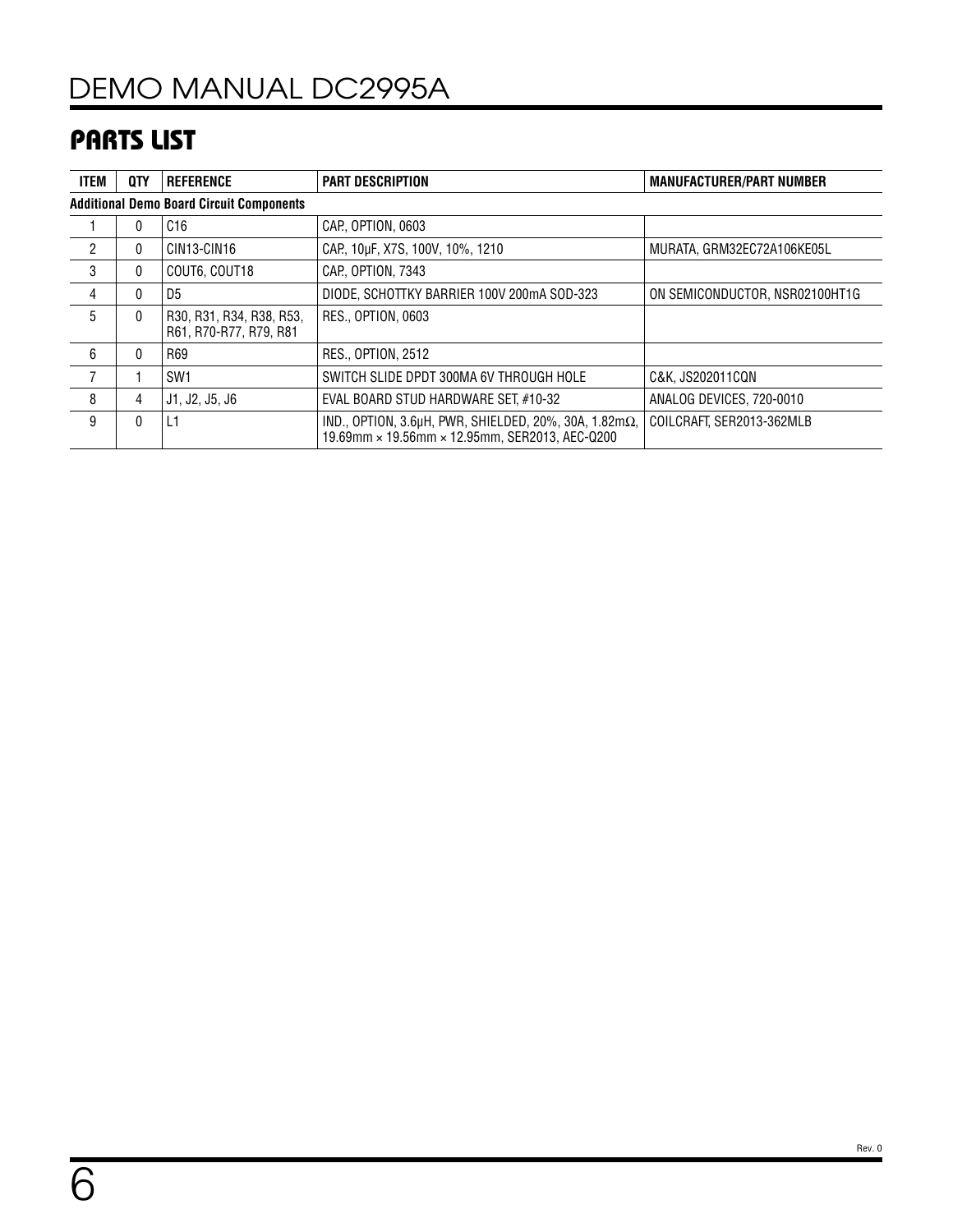## PARTS LIST

| ITEM | QTY | REFERENCE | PART DESCRIPTION | MANUFACTURER/PART NUMBER |
|---|---|---|---|---|
| **Additional Demo Board Circuit Components** | | | | |
| 1 | 0 | C16 | CAP., OPTION, 0603 | |
| 2 | 0 | CIN13-CIN16 | CAP., 10µF, X7S, 100V, 10%, 1210 | MURATA, GRM32EC72A106KE05L |
| 3 | 0 | COUT6, COUT18 | CAP., OPTION, 7343 | |
| 4 | 0 | D5 | DIODE, SCHOTTKY BARRIER 100V 200mA SOD-323 | ON SEMICONDUCTOR, NSR02100HT1G |
| 5 | 0 | R30, R31, R34, R38, R53, R61, R70-R77, R79, R81 | RES., OPTION, 0603 | |
| 6 | 0 | R69 | RES., OPTION, 2512 | |
| 7 | 1 | SW1 | SWITCH SLIDE DPDT 300MA 6V THROUGH HOLE | C&K, JS202011CQN |
| 8 | 4 | J1, J2, J5, J6 | EVAL BOARD STUD HARDWARE SET, #10-32 | ANALOG DEVICES, 720-0010 |
| 9 | 0 | L1 | IND., OPTION, 3.6µH, PWR, SHIELDED, 20%, 30A, 1.82mΩ, 19.69mm × 19.56mm × 12.95mm, SER2013, AEC-Q200 | COILCRAFT, SER2013-362MLB |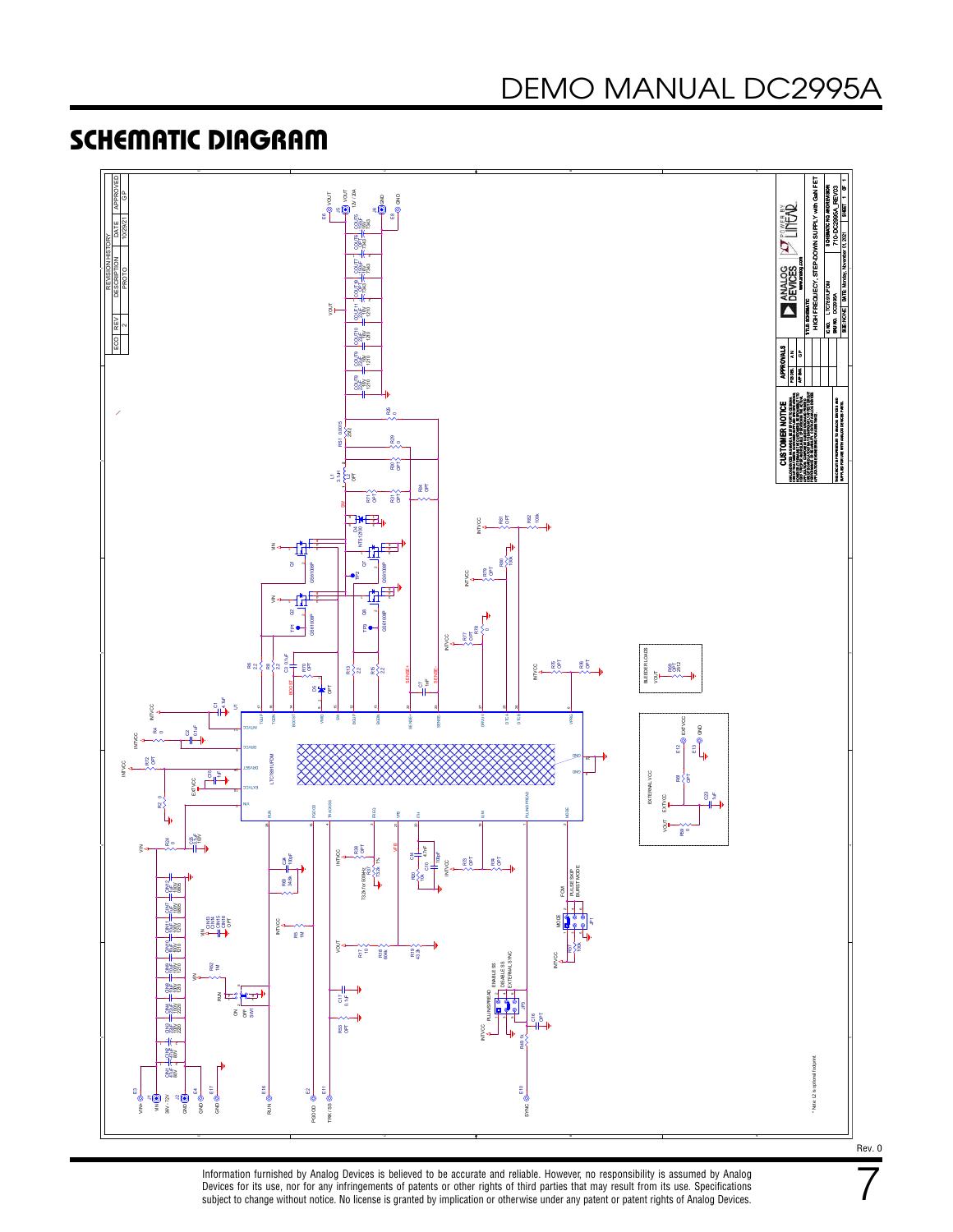## SCHEMATIC DIAGRAM

| ECO | REV | DESCRIPTION | DATE | APPROVED |
|---|---|---|---|---|
| | 2 | PROTO | 10/29/21 | G.P. |

CUSTOMER NOTICE

APPROVALS

TITLE: SCHEMATIC
HIGH FREQUECY, STEP-DOWN SUPPLY with GaN FET

IC NO. LTC7891IUFDM
SCHEMATIC NO. AND REVISION: 710-DC2995A_REV03
SKU NO. DC2995A
SIZE: NONE DATE: Monday, November 01, 2021 SHEET 1 OF 1

* Note: L2 is optional footprint.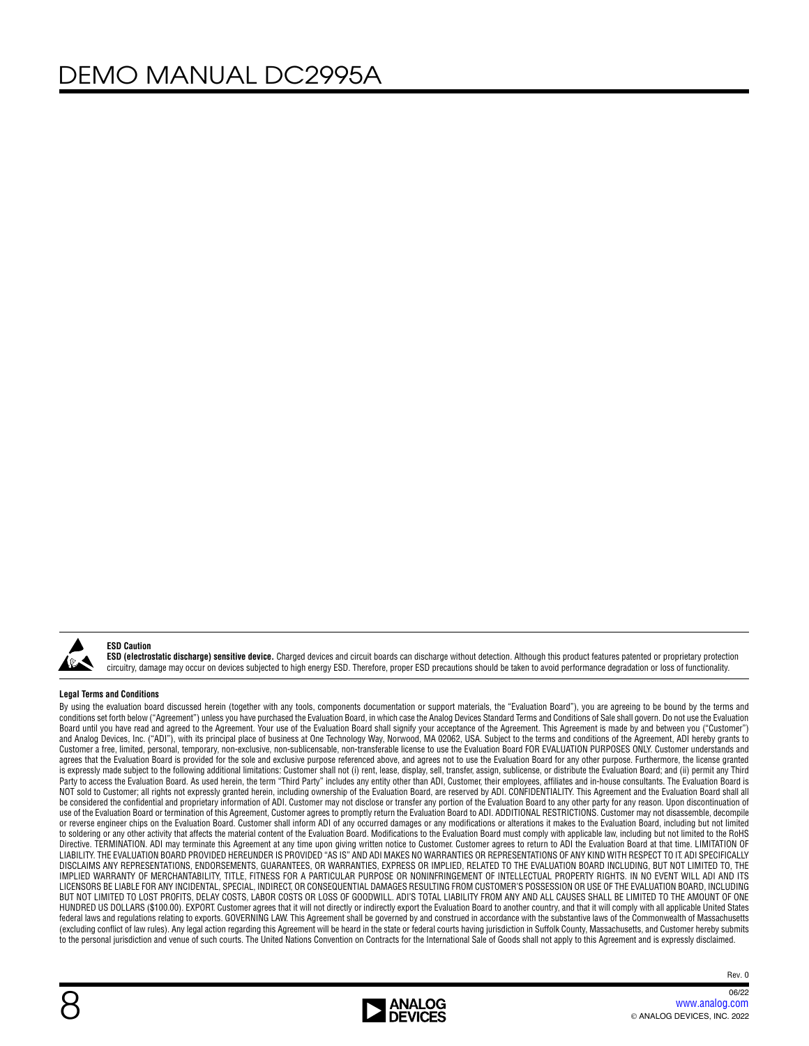**ESD Caution**

**ESD (electrostatic discharge) sensitive device.** Charged devices and circuit boards can discharge without detection. Although this product features patented or proprietary protection circuitry, damage may occur on devices subjected to high energy ESD. Therefore, proper ESD precautions should be taken to avoid performance degradation or loss of functionality.

**Legal Terms and Conditions**

By using the evaluation board discussed herein (together with any tools, components documentation or support materials, the "Evaluation Board"), you are agreeing to be bound by the terms and conditions set forth below ("Agreement") unless you have purchased the Evaluation Board, in which case the Analog Devices Standard Terms and Conditions of Sale shall govern. Do not use the Evaluation Board until you have read and agreed to the Agreement. Your use of the Evaluation Board shall signify your acceptance of the Agreement. This Agreement is made by and between you ("Customer") and Analog Devices, Inc. ("ADI"), with its principal place of business at One Technology Way, Norwood, MA 02062, USA. Subject to the terms and conditions of the Agreement, ADI hereby grants to Customer a free, limited, personal, temporary, non-exclusive, non-sublicensable, non-transferable license to use the Evaluation Board FOR EVALUATION PURPOSES ONLY. Customer understands and agrees that the Evaluation Board is provided for the sole and exclusive purpose referenced above, and agrees not to use the Evaluation Board for any other purpose. Furthermore, the license granted is expressly made subject to the following additional limitations: Customer shall not (i) rent, lease, display, sell, transfer, assign, sublicense, or distribute the Evaluation Board; and (ii) permit any Third Party to access the Evaluation Board. As used herein, the term "Third Party" includes any entity other than ADI, Customer, their employees, affiliates and in-house consultants. The Evaluation Board is NOT sold to Customer; all rights not expressly granted herein, including ownership of the Evaluation Board, are reserved by ADI. CONFIDENTIALITY. This Agreement and the Evaluation Board shall all be considered the confidential and proprietary information of ADI. Customer may not disclose or transfer any portion of the Evaluation Board to any other party for any reason. Upon discontinuation of use of the Evaluation Board or termination of this Agreement, Customer agrees to promptly return the Evaluation Board to ADI. ADDITIONAL RESTRICTIONS. Customer may not disassemble, decompile or reverse engineer chips on the Evaluation Board. Customer shall inform ADI of any occurred damages or any modifications or alterations it makes to the Evaluation Board, including but not limited to soldering or any other activity that affects the material content of the Evaluation Board. Modifications to the Evaluation Board must comply with applicable law, including but not limited to the RoHS Directive. TERMINATION. ADI may terminate this Agreement at any time upon giving written notice to Customer. Customer agrees to return to ADI the Evaluation Board at that time. LIMITATION OF LIABILITY. THE EVALUATION BOARD PROVIDED HEREUNDER IS PROVIDED "AS IS" AND ADI MAKES NO WARRANTIES OR REPRESENTATIONS OF ANY KIND WITH RESPECT TO IT. ADI SPECIFICALLY DISCLAIMS ANY REPRESENTATIONS, ENDORSEMENTS, GUARANTEES, OR WARRANTIES, EXPRESS OR IMPLIED, RELATED TO THE EVALUATION BOARD INCLUDING, BUT NOT LIMITED TO, THE IMPLIED WARRANTY OF MERCHANTABILITY, TITLE, FITNESS FOR A PARTICULAR PURPOSE OR NONINFRINGEMENT OF INTELLECTUAL PROPERTY RIGHTS. IN NO EVENT WILL ADI AND ITS LICENSORS BE LIABLE FOR ANY INCIDENTAL, SPECIAL, INDIRECT, OR CONSEQUENTIAL DAMAGES RESULTING FROM CUSTOMER'S POSSESSION OR USE OF THE EVALUATION BOARD, INCLUDING BUT NOT LIMITED TO LOST PROFITS, DELAY COSTS, LABOR COSTS OR LOSS OF GOODWILL. ADI'S TOTAL LIABILITY FROM ANY AND ALL CAUSES SHALL BE LIMITED TO THE AMOUNT OF ONE HUNDRED US DOLLARS ($100.00). EXPORT. Customer agrees that it will not directly or indirectly export the Evaluation Board to another country, and that it will comply with all applicable United States federal laws and regulations relating to exports. GOVERNING LAW. This Agreement shall be governed by and construed in accordance with the substantive laws of the Commonwealth of Massachusetts (excluding conflict of law rules). Any legal action regarding this Agreement will be heard in the state or federal courts having jurisdiction in Suffolk County, Massachusetts, and Customer hereby submits to the personal jurisdiction and venue of such courts. The United Nations Convention on Contracts for the International Sale of Goods shall not apply to this Agreement and is expressly disclaimed.

Rev. 0

06/22
www.analog.com
© ANALOG DEVICES, INC. 2022